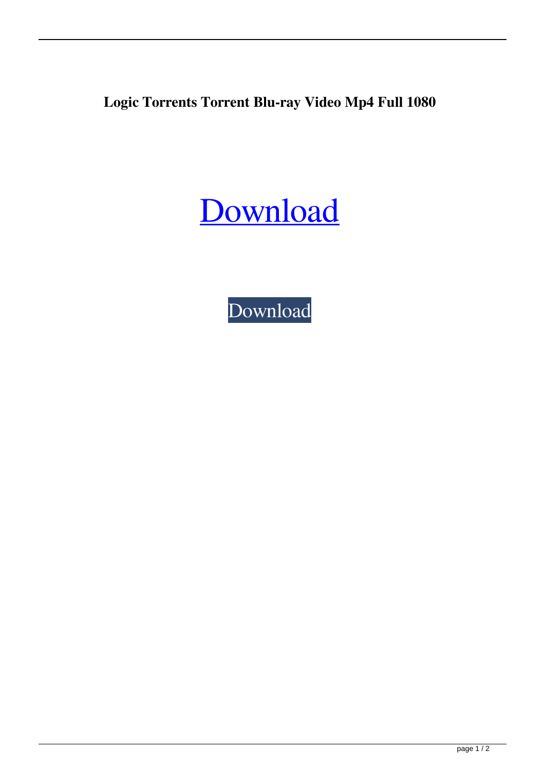**Logic Torrents Torrent Blu-ray Video Mp4 Full 1080**

Download

Download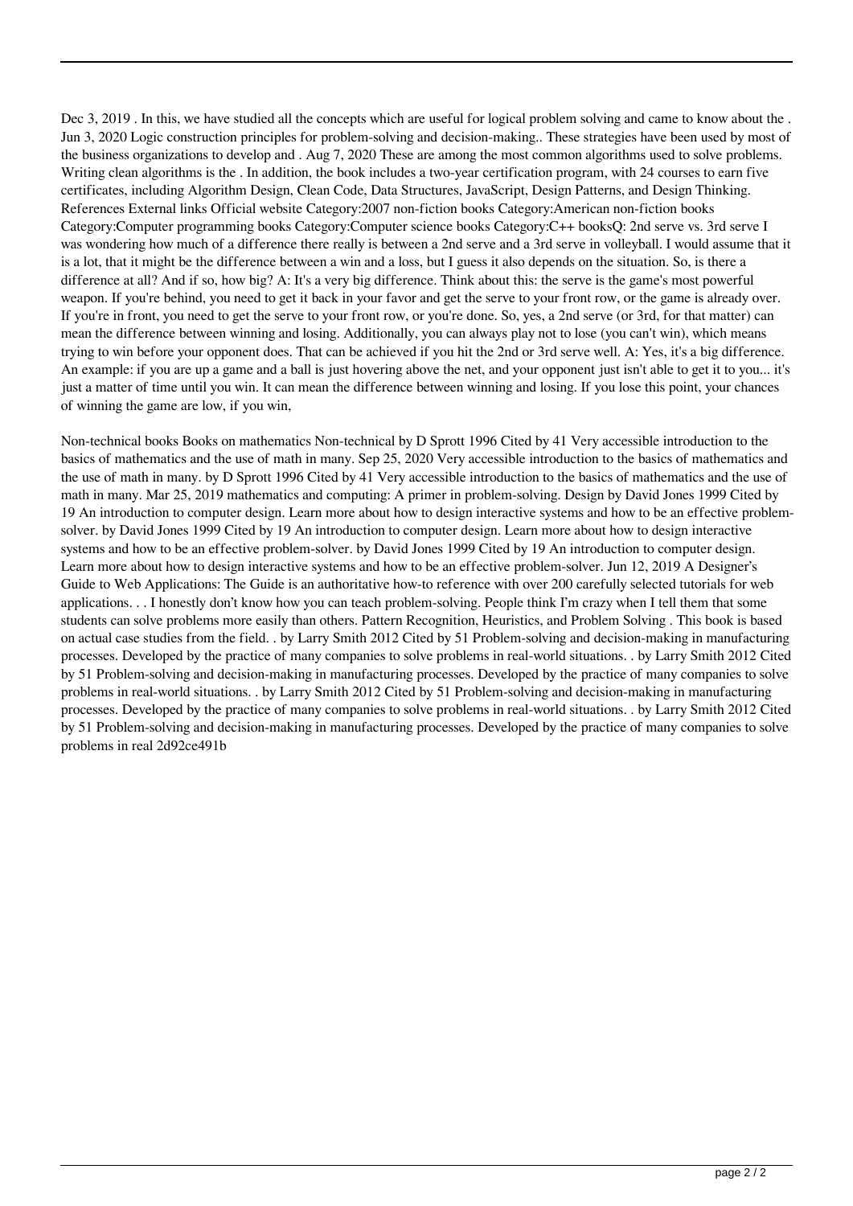Dec 3, 2019 . In this, we have studied all the concepts which are useful for logical problem solving and came to know about the . Jun 3, 2020 Logic construction principles for problem-solving and decision-making.. These strategies have been used by most of the business organizations to develop and . Aug 7, 2020 These are among the most common algorithms used to solve problems. Writing clean algorithms is the . In addition, the book includes a two-year certification program, with 24 courses to earn five certificates, including Algorithm Design, Clean Code, Data Structures, JavaScript, Design Patterns, and Design Thinking. References External links Official website Category:2007 non-fiction books Category:American non-fiction books Category:Computer programming books Category:Computer science books Category:C++ booksQ: 2nd serve vs. 3rd serve I was wondering how much of a difference there really is between a 2nd serve and a 3rd serve in volleyball. I would assume that it is a lot, that it might be the difference between a win and a loss, but I guess it also depends on the situation. So, is there a difference at all? And if so, how big? A: It's a very big difference. Think about this: the serve is the game's most powerful weapon. If you're behind, you need to get it back in your favor and get the serve to your front row, or the game is already over. If you're in front, you need to get the serve to your front row, or you're done. So, yes, a 2nd serve (or 3rd, for that matter) can mean the difference between winning and losing. Additionally, you can always play not to lose (you can't win), which means trying to win before your opponent does. That can be achieved if you hit the 2nd or 3rd serve well. A: Yes, it's a big difference. An example: if you are up a game and a ball is just hovering above the net, and your opponent just isn't able to get it to you... it's just a matter of time until you win. It can mean the difference between winning and losing. If you lose this point, your chances of winning the game are low, if you win,

Non-technical books Books on mathematics Non-technical by D Sprott 1996 Cited by 41 Very accessible introduction to the basics of mathematics and the use of math in many. Sep 25, 2020 Very accessible introduction to the basics of mathematics and the use of math in many. by D Sprott 1996 Cited by 41 Very accessible introduction to the basics of mathematics and the use of math in many. Mar 25, 2019 mathematics and computing: A primer in problem-solving. Design by David Jones 1999 Cited by 19 An introduction to computer design. Learn more about how to design interactive systems and how to be an effective problem-solver. by David Jones 1999 Cited by 19 An introduction to computer design. Learn more about how to design interactive systems and how to be an effective problem-solver. by David Jones 1999 Cited by 19 An introduction to computer design. Learn more about how to design interactive systems and how to be an effective problem-solver. Jun 12, 2019 A Designer's Guide to Web Applications: The Guide is an authoritative how-to reference with over 200 carefully selected tutorials for web applications. . . I honestly don't know how you can teach problem-solving. People think I'm crazy when I tell them that some students can solve problems more easily than others. Pattern Recognition, Heuristics, and Problem Solving . This book is based on actual case studies from the field. . by Larry Smith 2012 Cited by 51 Problem-solving and decision-making in manufacturing processes. Developed by the practice of many companies to solve problems in real-world situations. . by Larry Smith 2012 Cited by 51 Problem-solving and decision-making in manufacturing processes. Developed by the practice of many companies to solve problems in real-world situations. . by Larry Smith 2012 Cited by 51 Problem-solving and decision-making in manufacturing processes. Developed by the practice of many companies to solve problems in real-world situations. . by Larry Smith 2012 Cited by 51 Problem-solving and decision-making in manufacturing processes. Developed by the practice of many companies to solve problems in real 2d92ce491b